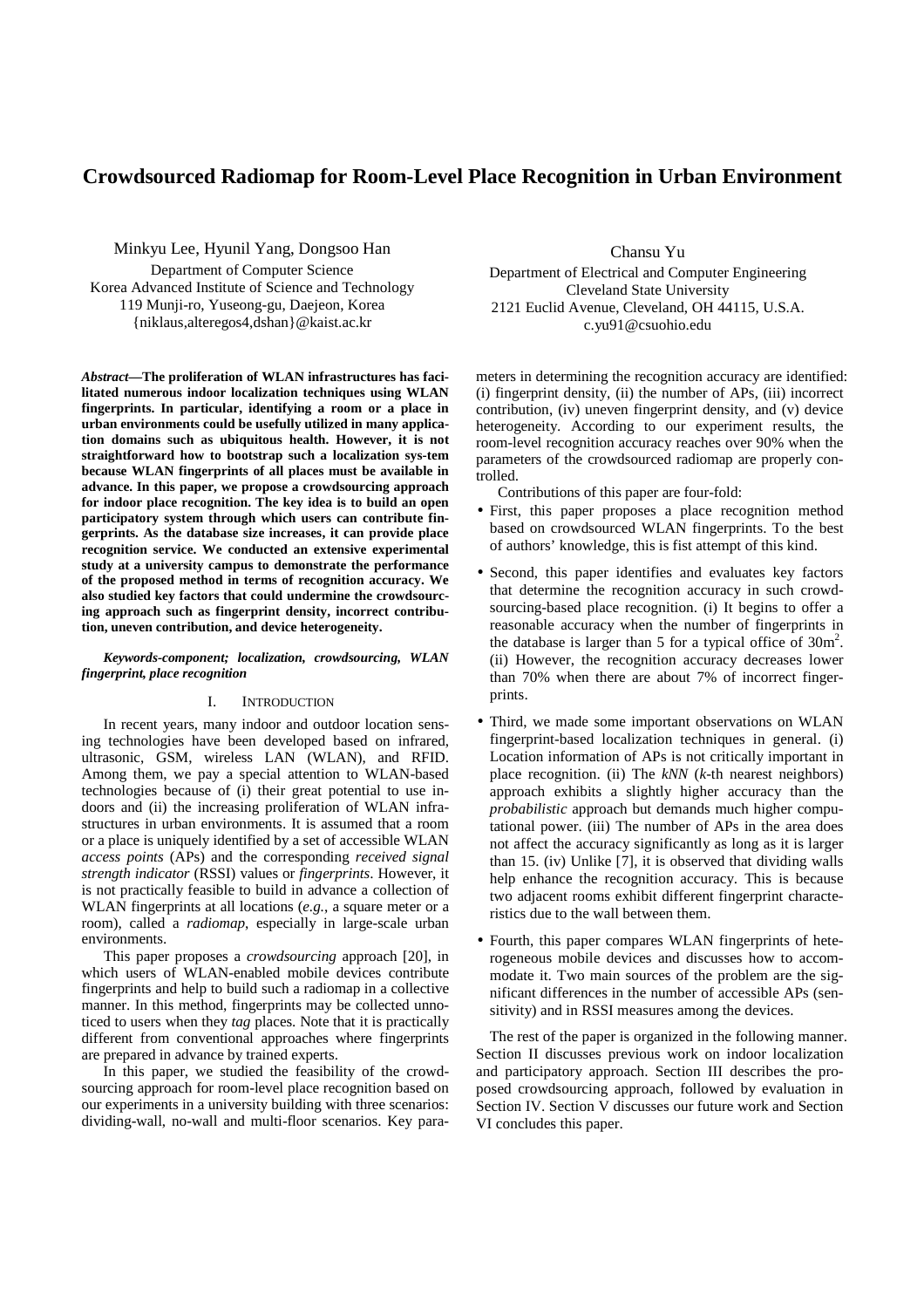# Crowdsourced Radiomap for Room-Level Place Recognition in Urban Environment

Minkyu Lee, Hyunil Yang, Dongsoo Han
Department of Computer Science
Korea Advanced Institute of Science and Technology
119 Munji-ro, Yuseong-gu, Daejeon, Korea
{niklaus,alteregos4,dshan}@kaist.ac.kr

Chansu Yu
Department of Electrical and Computer Engineering
Cleveland State University
2121 Euclid Avenue, Cleveland, OH 44115, U.S.A.
c.yu91@csuohio.edu

***Abstract*—The proliferation of WLAN infrastructures has facilitated numerous indoor localization techniques using WLAN fingerprints. In particular, identifying a room or a place in urban environments could be usefully utilized in many application domains such as ubiquitous health. However, it is not straightforward how to bootstrap such a localization sys-tem because WLAN fingerprints of all places must be available in advance. In this paper, we propose a crowdsourcing approach for indoor place recognition. The key idea is to build an open participatory system through which users can contribute fingerprints. As the database size increases, it can provide place recognition service. We conducted an extensive experimental study at a university campus to demonstrate the performance of the proposed method in terms of recognition accuracy. We also studied key factors that could undermine the crowdsourcing approach such as fingerprint density, incorrect contribution, uneven contribution, and device heterogeneity.**

***Keywords-component; localization, crowdsourcing, WLAN fingerprint, place recognition***

## I. Introduction

In recent years, many indoor and outdoor location sensing technologies have been developed based on infrared, ultrasonic, GSM, wireless LAN (WLAN), and RFID. Among them, we pay a special attention to WLAN-based technologies because of (i) their great potential to use indoors and (ii) the increasing proliferation of WLAN infrastructures in urban environments. It is assumed that a room or a place is uniquely identified by a set of accessible WLAN *access points* (APs) and the corresponding *received signal strength indicator* (RSSI) values or *fingerprints*. However, it is not practically feasible to build in advance a collection of WLAN fingerprints at all locations (*e.g.*, a square meter or a room), called a *radiomap*, especially in large-scale urban environments.

This paper proposes a *crowdsourcing* approach [20], in which users of WLAN-enabled mobile devices contribute fingerprints and help to build such a radiomap in a collective manner. In this method, fingerprints may be collected unnoticed to users when they *tag* places. Note that it is practically different from conventional approaches where fingerprints are prepared in advance by trained experts.

In this paper, we studied the feasibility of the crowdsourcing approach for room-level place recognition based on our experiments in a university building with three scenarios: dividing-wall, no-wall and multi-floor scenarios. Key parameters in determining the recognition accuracy are identified: (i) fingerprint density, (ii) the number of APs, (iii) incorrect contribution, (iv) uneven fingerprint density, and (v) device heterogeneity. According to our experiment results, the room-level recognition accuracy reaches over 90% when the parameters of the crowdsourced radiomap are properly controlled.

Contributions of this paper are four-fold:

- First, this paper proposes a place recognition method based on crowdsourced WLAN fingerprints. To the best of authors' knowledge, this is fist attempt of this kind.
- Second, this paper identifies and evaluates key factors that determine the recognition accuracy in such crowdsourcing-based place recognition. (i) It begins to offer a reasonable accuracy when the number of fingerprints in the database is larger than 5 for a typical office of 30m$^2$. (ii) However, the recognition accuracy decreases lower than 70% when there are about 7% of incorrect fingerprints.
- Third, we made some important observations on WLAN fingerprint-based localization techniques in general. (i) Location information of APs is not critically important in place recognition. (ii) The *kNN* (*k*-th nearest neighbors) approach exhibits a slightly higher accuracy than the *probabilistic* approach but demands much higher computational power. (iii) The number of APs in the area does not affect the accuracy significantly as long as it is larger than 15. (iv) Unlike [7], it is observed that dividing walls help enhance the recognition accuracy. This is because two adjacent rooms exhibit different fingerprint characteristics due to the wall between them.
- Fourth, this paper compares WLAN fingerprints of heterogeneous mobile devices and discusses how to accommodate it. Two main sources of the problem are the significant differences in the number of accessible APs (sensitivity) and in RSSI measures among the devices.

The rest of the paper is organized in the following manner. Section II discusses previous work on indoor localization and participatory approach. Section III describes the proposed crowdsourcing approach, followed by evaluation in Section IV. Section V discusses our future work and Section VI concludes this paper.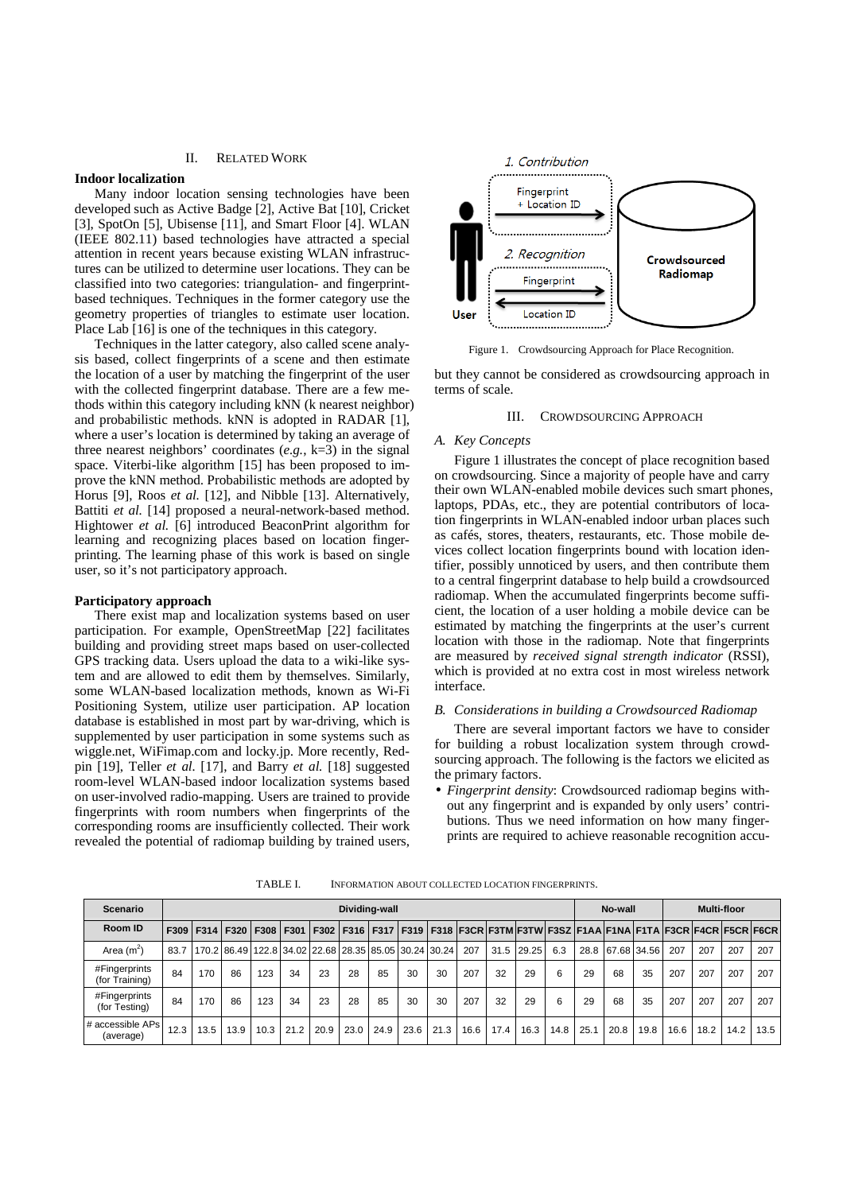## II. Related Work

**Indoor localization**

Many indoor location sensing technologies have been developed such as Active Badge [2], Active Bat [10], Cricket [3], SpotOn [5], Ubisense [11], and Smart Floor [4]. WLAN (IEEE 802.11) based technologies have attracted a special attention in recent years because existing WLAN infrastructures can be utilized to determine user locations. They can be classified into two categories: triangulation- and fingerprint-based techniques. Techniques in the former category use the geometry properties of triangles to estimate user location. Place Lab [16] is one of the techniques in this category.

Techniques in the latter category, also called scene analysis based, collect fingerprints of a scene and then estimate the location of a user by matching the fingerprint of the user with the collected fingerprint database. There are a few methods within this category including kNN (k nearest neighbor) and probabilistic methods. kNN is adopted in RADAR [1], where a user's location is determined by taking an average of three nearest neighbors' coordinates (*e.g.*, k=3) in the signal space. Viterbi-like algorithm [15] has been proposed to improve the kNN method. Probabilistic methods are adopted by Horus [9], Roos *et al.* [12], and Nibble [13]. Alternatively, Battiti *et al.* [14] proposed a neural-network-based method. Hightower *et al.* [6] introduced BeaconPrint algorithm for learning and recognizing places based on location fingerprinting. The learning phase of this work is based on single user, so it's not participatory approach.

**Participatory approach**

There exist map and localization systems based on user participation. For example, OpenStreetMap [22] facilitates building and providing street maps based on user-collected GPS tracking data. Users upload the data to a wiki-like system and are allowed to edit them by themselves. Similarly, some WLAN-based localization methods, known as Wi-Fi Positioning System, utilize user participation. AP location database is established in most part by war-driving, which is supplemented by user participation in some systems such as wiggle.net, WiFimap.com and locky.jp. More recently, Redpin [19], Teller *et al.* [17], and Barry *et al.* [18] suggested room-level WLAN-based indoor localization systems based on user-involved radio-mapping. Users are trained to provide fingerprints with room numbers when fingerprints of the corresponding rooms are insufficiently collected. Their work revealed the potential of radiomap building by trained users, but they cannot be considered as crowdsourcing approach in terms of scale.

Figure 1. Crowdsourcing Approach for Place Recognition.

## III. Crowdsourcing Approach

### A. Key Concepts

Figure 1 illustrates the concept of place recognition based on crowdsourcing. Since a majority of people have and carry their own WLAN-enabled mobile devices such smart phones, laptops, PDAs, etc., they are potential contributors of location fingerprints in WLAN-enabled indoor urban places such as cafés, stores, theaters, restaurants, etc. Those mobile devices collect location fingerprints bound with location identifier, possibly unnoticed by users, and then contribute them to a central fingerprint database to help build a crowdsourced radiomap. When the accumulated fingerprints become sufficient, the location of a user holding a mobile device can be estimated by matching the fingerprints at the user's current location with those in the radiomap. Note that fingerprints are measured by *received signal strength indicator* (RSSI), which is provided at no extra cost in most wireless network interface.

### B. Considerations in building a Crowdsourced Radiomap

There are several important factors we have to consider for building a robust localization system through crowdsourcing approach. The following is the factors we elicited as the primary factors.

- *Fingerprint density*: Crowdsourced radiomap begins without any fingerprint and is expanded by users' contributions. Thus we need information on how many fingerprints are required to achieve reasonable recognition accu-

TABLE I. Information about collected location fingerprints.

| Scenario | Dividing-wall | | | | | | | | | | | | | | No-wall | | | Multi-floor | | | |
|---|---|---|---|---|---|---|---|---|---|---|---|---|---|---|---|---|---|---|---|---|---|
| Room ID | F309 | F314 | F320 | F308 | F301 | F302 | F316 | F317 | F319 | F318 | F3CR | F3TM | F3TW | F3SZ | F1AA | F1NA | F1TA | F3CR | F4CR | F5CR | F6CR |
| Area ($m^2$) | 83.7 | 170.2 | 86.49 | 122.8 | 34.02 | 22.68 | 28.35 | 85.05 | 30.24 | 30.24 | 207 | 31.5 | 29.25 | 6.3 | 28.8 | 67.68 | 34.56 | 207 | 207 | 207 | 207 |
| #Fingerprints (for Training) | 84 | 170 | 86 | 123 | 34 | 23 | 28 | 85 | 30 | 30 | 207 | 32 | 29 | 6 | 29 | 68 | 35 | 207 | 207 | 207 | 207 |
| #Fingerprints (for Testing) | 84 | 170 | 86 | 123 | 34 | 23 | 28 | 85 | 30 | 30 | 207 | 32 | 29 | 6 | 29 | 68 | 35 | 207 | 207 | 207 | 207 |
| # accessible APs (average) | 12.3 | 13.5 | 13.9 | 10.3 | 21.2 | 20.9 | 23.0 | 24.9 | 23.6 | 21.3 | 16.6 | 17.4 | 16.3 | 14.8 | 25.1 | 20.8 | 19.8 | 16.6 | 18.2 | 14.2 | 13.5 |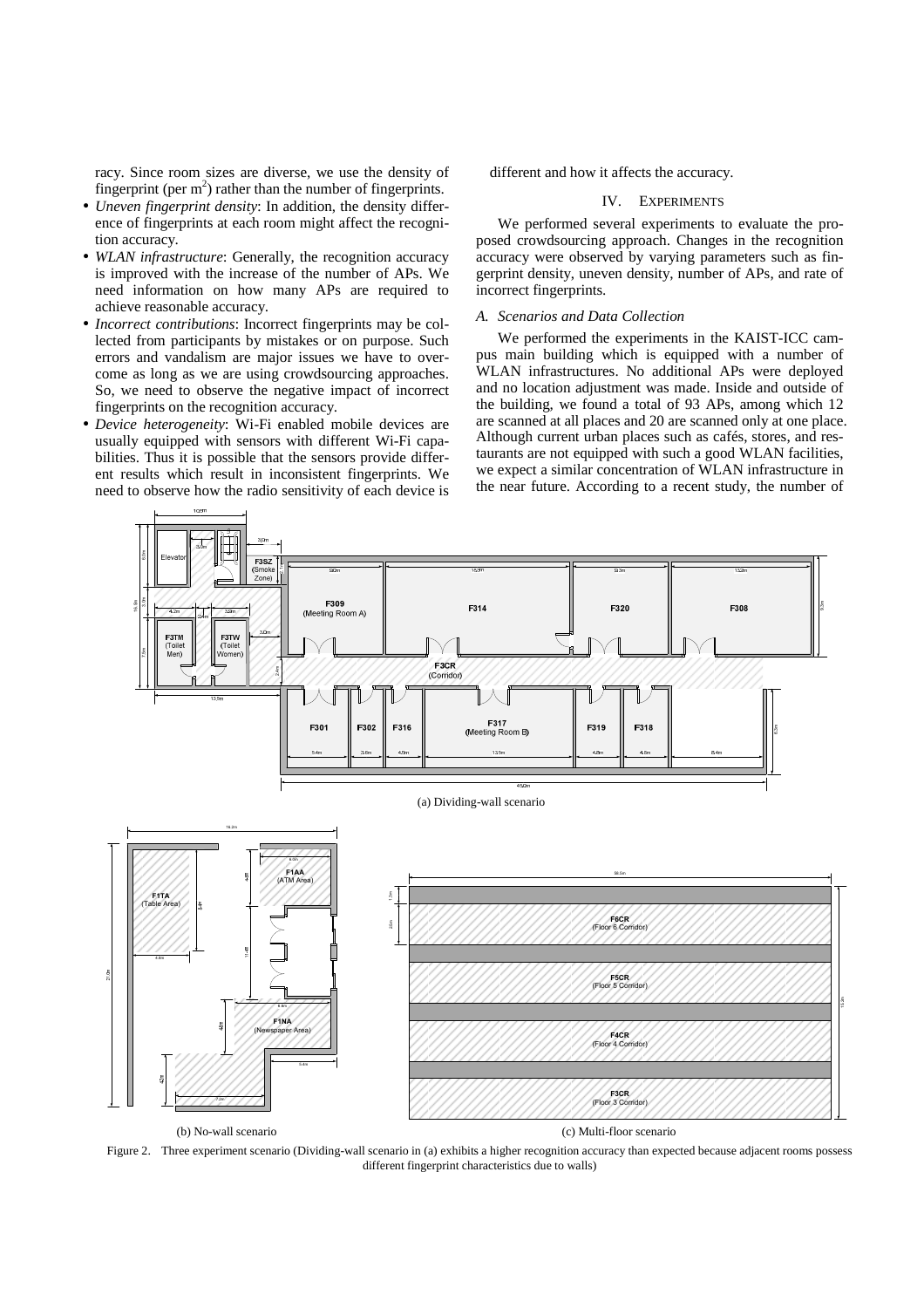racy. Since room sizes are diverse, we use the density of fingerprint (per m$^2$) rather than the number of fingerprints.

- *Uneven fingerprint density*: In addition, the density difference of fingerprints at each room might affect the recognition accuracy.
- *WLAN infrastructure*: Generally, the recognition accuracy is improved with the increase of the number of APs. We need information on how many APs are required to achieve reasonable accuracy.
- *Incorrect contributions*: Incorrect fingerprints may be collected from participants by mistakes or on purpose. Such errors and vandalism are major issues we have to overcome as long as we are using crowdsourcing approaches. So, we need to observe the negative impact of incorrect fingerprints on the recognition accuracy.
- *Device heterogeneity*: Wi-Fi enabled mobile devices are usually equipped with sensors with different Wi-Fi capabilities. Thus it is possible that the sensors provide different results which result in inconsistent fingerprints. We need to observe how the radio sensitivity of each device is different and how it affects the accuracy.

## IV. Experiments

We performed several experiments to evaluate the proposed crowdsourcing approach. Changes in the recognition accuracy were observed by varying parameters such as fingerprint density, uneven density, number of APs, and rate of incorrect fingerprints.

### A. Scenarios and Data Collection

We performed the experiments in the KAIST-ICC campus main building which is equipped with a number of WLAN infrastructures. No additional APs were deployed and no location adjustment was made. Inside and outside of the building, we found a total of 93 APs, among which 12 are scanned at all places and 20 are scanned only at one place. Although current urban places such as cafés, stores, and restaurants are not equipped with such a good WLAN facilities, we expect a similar concentration of WLAN infrastructure in the near future. According to a recent study, the number of

(a) Dividing-wall scenario

(b) No-wall scenario

(c) Multi-floor scenario

Figure 2. Three experiment scenario (Dividing-wall scenario in (a) exhibits a higher recognition accuracy than expected because adjacent rooms possess different fingerprint characteristics due to walls)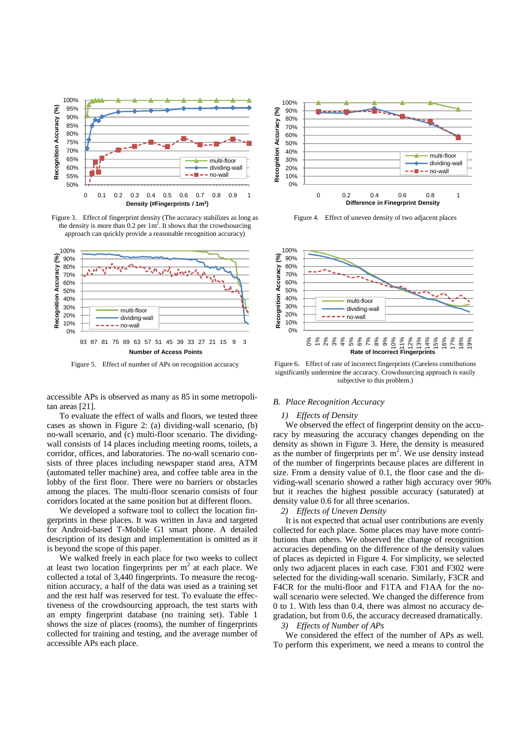Figure 3. Effect of fingerprint density (The accuracy stabilizes as long as the density is more than 0.2 per 1m$^2$. It shows that the crowdsourcing approach can quickly provide a reasonable recognition accuracy)

Figure 4. Effect of uneven density of two adjacent places

Figure 5. Effect of number of APs on recognition accuracy

Figure 6. Effect of rate of incorrect fingerprints (Careless contributions significantly undermine the accuracy. Crowdsourcing approach is easily subjective to this problem.)

accessible APs is observed as many as 85 in some metropolitan areas [21].

To evaluate the effect of walls and floors, we tested three cases as shown in Figure 2: (a) dividing-wall scenario, (b) no-wall scenario, and (c) multi-floor scenario. The dividing-wall consists of 14 places including meeting rooms, toilets, a corridor, offices, and laboratories. The no-wall scenario consists of three places including newspaper stand area, ATM (automated teller machine) area, and coffee table area in the lobby of the first floor. There were no barriers or obstacles among the places. The multi-floor scenario consists of four corridors located at the same position but at different floors.

We developed a software tool to collect the location fingerprints in these places. It was written in Java and targeted for Android-based T-Mobile G1 smart phone. A detailed description of its design and implementation is omitted as it is beyond the scope of this paper.

We walked freely in each place for two weeks to collect at least two location fingerprints per m$^2$ at each place. We collected a total of 3,440 fingerprints. To measure the recognition accuracy, a half of the data was used as a training set and the rest half was reserved for test. To evaluate the effectiveness of the crowdsourcing approach, the test starts with an empty fingerprint database (no training set). Table 1 shows the size of places (rooms), the number of fingerprints collected for training and testing, and the average number of accessible APs each place.

### *B. Place Recognition Accuracy*

*1) Effects of Density*

We observed the effect of fingerprint density on the accuracy by measuring the accuracy changes depending on the density as shown in Figure 3. Here, the density is measured as the number of fingerprints per m$^2$. We use density instead of the number of fingerprints because places are different in size. From a density value of 0.1, the floor case and the dividing-wall scenario showed a rather high accuracy over 90% but it reaches the highest possible accuracy (saturated) at density value 0.6 for all three scenarios.

*2) Effects of Uneven Density*

It is not expected that actual user contributions are evenly collected for each place. Some places may have more contributions than others. We observed the change of recognition accuracies depending on the difference of the density values of places as depicted in Figure 4. For simplicity, we selected only two adjacent places in each case. F301 and F302 were selected for the dividing-wall scenario. Similarly, F3CR and F4CR for the multi-floor and F1TA and F1AA for the no-wall scenario were selected. We changed the difference from 0 to 1. With less than 0.4, there was almost no accuracy degradation, but from 0.6, the accuracy decreased dramatically.

*3) Effects of Number of APs*

We considered the effect of the number of APs as well. To perform this experiment, we need a means to control the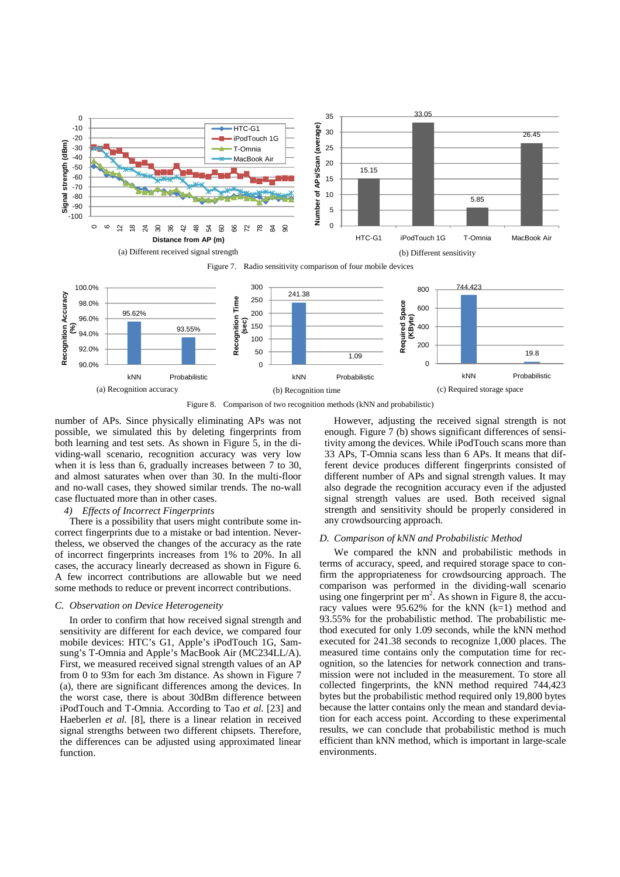(a) Different received signal strength

(b) Different sensitivity

Figure 7. Radio sensitivity comparison of four mobile devices

(a) Recognition accuracy

(b) Recognition time

(c) Required storage space

Figure 8. Comparison of two recognition methods (kNN and probabilistic)

number of APs. Since physically eliminating APs was not possible, we simulated this by deleting fingerprints from both learning and test sets. As shown in Figure 5, in the dividing-wall scenario, recognition accuracy was very low when it is less than 6, gradually increases between 7 to 30, and almost saturates when over than 30. In the multi-floor and no-wall cases, they showed similar trends. The no-wall case fluctuated more than in other cases.

*4) Effects of Incorrect Fingerprints*

There is a possibility that users might contribute some incorrect fingerprints due to a mistake or bad intention. Nevertheless, we observed the changes of the accuracy as the rate of incorrect fingerprints increases from 1% to 20%. In all cases, the accuracy linearly decreased as shown in Figure 6. A few incorrect contributions are allowable but we need some methods to reduce or prevent incorrect contributions.

### C. Observation on Device Heterogeneity

In order to confirm that how received signal strength and sensitivity are different for each device, we compared four mobile devices: HTC's G1, Apple's iPodTouch 1G, Samsung's T-Omnia and Apple's MacBook Air (MC234LL/A). First, we measured received signal strength values of an AP from 0 to 93m for each 3m distance. As shown in Figure 7 (a), there are significant differences among the devices. In the worst case, there is about 30dBm difference between iPodTouch and T-Omnia. According to Tao *et al.* [23] and Haeberlen *et al.* [8], there is a linear relation in received signal strengths between two different chipsets. Therefore, the differences can be adjusted using approximated linear function.

However, adjusting the received signal strength is not enough. Figure 7 (b) shows significant differences of sensitivity among the devices. While iPodTouch scans more than 33 APs, T-Omnia scans less than 6 APs. It means that different device produces different fingerprints consisted of different number of APs and signal strength values. It may also degrade the recognition accuracy even if the adjusted signal strength values are used. Both received signal strength and sensitivity should be properly considered in any crowdsourcing approach.

### D. Comparison of kNN and Probabilistic Method

We compared the kNN and probabilistic methods in terms of accuracy, speed, and required storage space to confirm the appropriateness for crowdsourcing approach. The comparison was performed in the dividing-wall scenario using one fingerprint per m$^2$. As shown in Figure 8, the accuracy values were 95.62% for the kNN (k=1) method and 93.55% for the probabilistic method. The probabilistic method executed for only 1.09 seconds, while the kNN method executed for 241.38 seconds to recognize 1,000 places. The measured time contains only the computation time for recognition, so the latencies for network connection and transmission were not included in the measurement. To store all collected fingerprints, the kNN method required 744,423 bytes but the probabilistic method required only 19,800 bytes because the latter contains only the mean and standard deviation for each access point. According to these experimental results, we can conclude that probabilistic method is much efficient than kNN method, which is important in large-scale environments.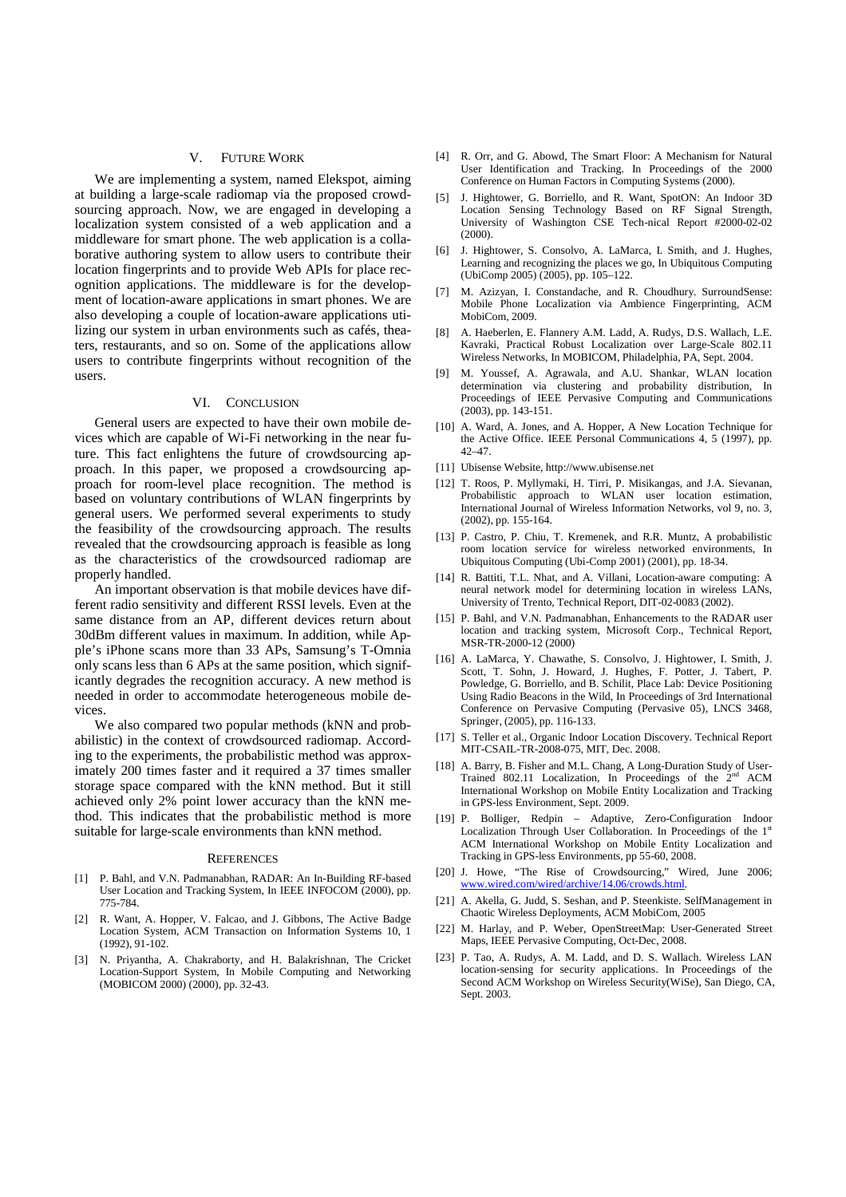## V. FUTURE WORK

We are implementing a system, named Elekspot, aiming at building a large-scale radiomap via the proposed crowdsourcing approach. Now, we are engaged in developing a localization system consisted of a web application and a middleware for smart phone. The web application is a collaborative authoring system to allow users to contribute their location fingerprints and to provide Web APIs for place recognition applications. The middleware is for the development of location-aware applications in smart phones. We are also developing a couple of location-aware applications utilizing our system in urban environments such as cafés, theaters, restaurants, and so on. Some of the applications allow users to contribute fingerprints without recognition of the users.

## VI. CONCLUSION

General users are expected to have their own mobile devices which are capable of Wi-Fi networking in the near future. This fact enlightens the future of crowdsourcing approach. In this paper, we proposed a crowdsourcing approach for room-level place recognition. The method is based on voluntary contributions of WLAN fingerprints by general users. We performed several experiments to study the feasibility of the crowdsourcing approach. The results revealed that the crowdsourcing approach is feasible as long as the characteristics of the crowdsourced radiomap are properly handled.

An important observation is that mobile devices have different radio sensitivity and different RSSI levels. Even at the same distance from an AP, different devices return about 30dBm different values in maximum. In addition, while Apple's iPhone scans more than 33 APs, Samsung's T-Omnia only scans less than 6 APs at the same position, which significantly degrades the recognition accuracy. A new method is needed in order to accommodate heterogeneous mobile devices.

We also compared two popular methods (kNN and probabilistic) in the context of crowdsourced radiomap. According to the experiments, the probabilistic method was approximately 200 times faster and it required a 37 times smaller storage space compared with the kNN method. But it still achieved only 2% point lower accuracy than the kNN method. This indicates that the probabilistic method is more suitable for large-scale environments than kNN method.

## REFERENCES

[1] P. Bahl, and V.N. Padmanabhan, RADAR: An In-Building RF-based User Location and Tracking System, In IEEE INFOCOM (2000), pp. 775-784.

[2] R. Want, A. Hopper, V. Falcao, and J. Gibbons, The Active Badge Location System, ACM Transaction on Information Systems 10, 1 (1992), 91-102.

[3] N. Priyantha, A. Chakraborty, and H. Balakrishnan, The Cricket Location-Support System, In Mobile Computing and Networking (MOBICOM 2000) (2000), pp. 32-43.

[4] R. Orr, and G. Abowd, The Smart Floor: A Mechanism for Natural User Identification and Tracking. In Proceedings of the 2000 Conference on Human Factors in Computing Systems (2000).

[5] J. Hightower, G. Borriello, and R. Want, SpotON: An Indoor 3D Location Sensing Technology Based on RF Signal Strength, University of Washington CSE Tech-nical Report #2000-02-02 (2000).

[6] J. Hightower, S. Consolvo, A. LaMarca, I. Smith, and J. Hughes, Learning and recognizing the places we go, In Ubiquitous Computing (UbiComp 2005) (2005), pp. 105–122.

[7] M. Azizyan, I. Constandache, and R. Choudhury. SurroundSense: Mobile Phone Localization via Ambience Fingerprinting, ACM MobiCom, 2009.

[8] A. Haeberlen, E. Flannery A.M. Ladd, A. Rudys, D.S. Wallach, L.E. Kavraki, Practical Robust Localization over Large-Scale 802.11 Wireless Networks, In MOBICOM, Philadelphia, PA, Sept. 2004.

[9] M. Youssef, A. Agrawala, and A.U. Shankar, WLAN location determination via clustering and probability distribution, In Proceedings of IEEE Pervasive Computing and Communications (2003), pp. 143-151.

[10] A. Ward, A. Jones, and A. Hopper, A New Location Technique for the Active Office. IEEE Personal Communications 4, 5 (1997), pp. 42–47.

[11] Ubisense Website, http://www.ubisense.net

[12] T. Roos, P. Myllymaki, H. Tirri, P. Misikangas, and J.A. Sievanan, Probabilistic approach to WLAN user location estimation, International Journal of Wireless Information Networks, vol 9, no. 3, (2002), pp. 155-164.

[13] P. Castro, P. Chiu, T. Kremenek, and R.R. Muntz, A probabilistic room location service for wireless networked environments, In Ubiquitous Computing (Ubi-Comp 2001) (2001), pp. 18-34.

[14] R. Battiti, T.L. Nhat, and A. Villani, Location-aware computing: A neural network model for determining location in wireless LANs, University of Trento, Technical Report, DIT-02-0083 (2002).

[15] P. Bahl, and V.N. Padmanabhan, Enhancements to the RADAR user location and tracking system, Microsoft Corp., Technical Report, MSR-TR-2000-12 (2000)

[16] A. LaMarca, Y. Chawathe, S. Consolvo, J. Hightower, I. Smith, J. Scott, T. Sohn, J. Howard, J. Hughes, F. Potter, J. Tabert, P. Powledge, G. Borriello, and B. Schilit, Place Lab: Device Positioning Using Radio Beacons in the Wild, In Proceedings of 3rd International Conference on Pervasive Computing (Pervasive 05), LNCS 3468, Springer, (2005), pp. 116-133.

[17] S. Teller et al., Organic Indoor Location Discovery. Technical Report MIT-CSAIL-TR-2008-075, MIT, Dec. 2008.

[18] A. Barry, B. Fisher and M.L. Chang, A Long-Duration Study of User-Trained 802.11 Localization, In Proceedings of the 2nd ACM International Workshop on Mobile Entity Localization and Tracking in GPS-less Environment, Sept. 2009.

[19] P. Bolliger, Redpin – Adaptive, Zero-Configuration Indoor Localization Through User Collaboration. In Proceedings of the 1st ACM International Workshop on Mobile Entity Localization and Tracking in GPS-less Environments, pp 55-60, 2008.

[20] J. Howe, "The Rise of Crowdsourcing," Wired, June 2006; www.wired.com/wired/archive/14.06/crowds.html.

[21] A. Akella, G. Judd, S. Seshan, and P. Steenkiste. SelfManagement in Chaotic Wireless Deployments, ACM MobiCom, 2005

[22] M. Harlay, and P. Weber, OpenStreetMap: User-Generated Street Maps, IEEE Pervasive Computing, Oct-Dec, 2008.

[23] P. Tao, A. Rudys, A. M. Ladd, and D. S. Wallach. Wireless LAN location-sensing for security applications. In Proceedings of the Second ACM Workshop on Wireless Security(WiSe), San Diego, CA, Sept. 2003.